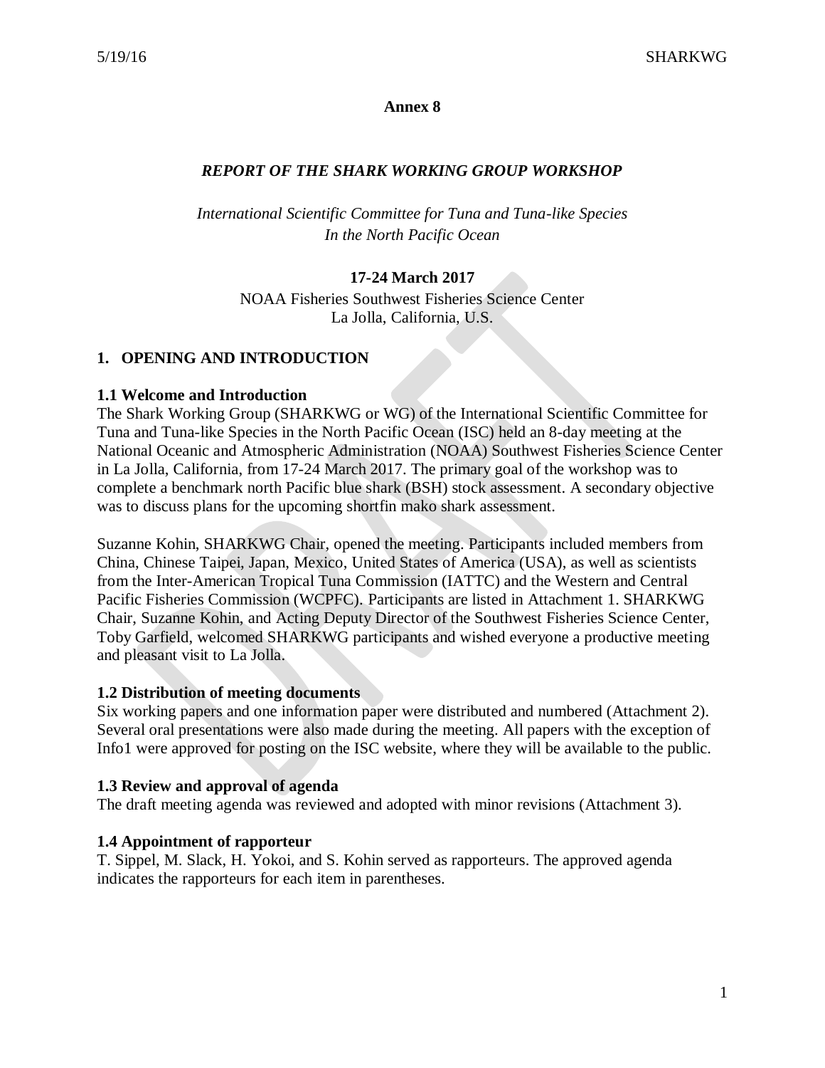**Annex 8**

## *REPORT OF THE SHARK WORKING GROUP WORKSHOP*

*International Scientific Committee for Tuna and Tuna-like Species*
*In the North Pacific Ocean*

**17-24 March 2017**

NOAA Fisheries Southwest Fisheries Science Center
La Jolla, California, U.S.

## 1. OPENING AND INTRODUCTION

### 1.1 Welcome and Introduction

The Shark Working Group (SHARKWG or WG) of the International Scientific Committee for Tuna and Tuna-like Species in the North Pacific Ocean (ISC) held an 8-day meeting at the National Oceanic and Atmospheric Administration (NOAA) Southwest Fisheries Science Center in La Jolla, California, from 17-24 March 2017. The primary goal of the workshop was to complete a benchmark north Pacific blue shark (BSH) stock assessment. A secondary objective was to discuss plans for the upcoming shortfin mako shark assessment.

Suzanne Kohin, SHARKWG Chair, opened the meeting. Participants included members from China, Chinese Taipei, Japan, Mexico, United States of America (USA), as well as scientists from the Inter-American Tropical Tuna Commission (IATTC) and the Western and Central Pacific Fisheries Commission (WCPFC). Participants are listed in Attachment 1. SHARKWG Chair, Suzanne Kohin, and Acting Deputy Director of the Southwest Fisheries Science Center, Toby Garfield, welcomed SHARKWG participants and wished everyone a productive meeting and pleasant visit to La Jolla.

### 1.2 Distribution of meeting documents

Six working papers and one information paper were distributed and numbered (Attachment 2). Several oral presentations were also made during the meeting. All papers with the exception of Info1 were approved for posting on the ISC website, where they will be available to the public.

### 1.3 Review and approval of agenda

The draft meeting agenda was reviewed and adopted with minor revisions (Attachment 3).

### 1.4 Appointment of rapporteur

T. Sippel, M. Slack, H. Yokoi, and S. Kohin served as rapporteurs. The approved agenda indicates the rapporteurs for each item in parentheses.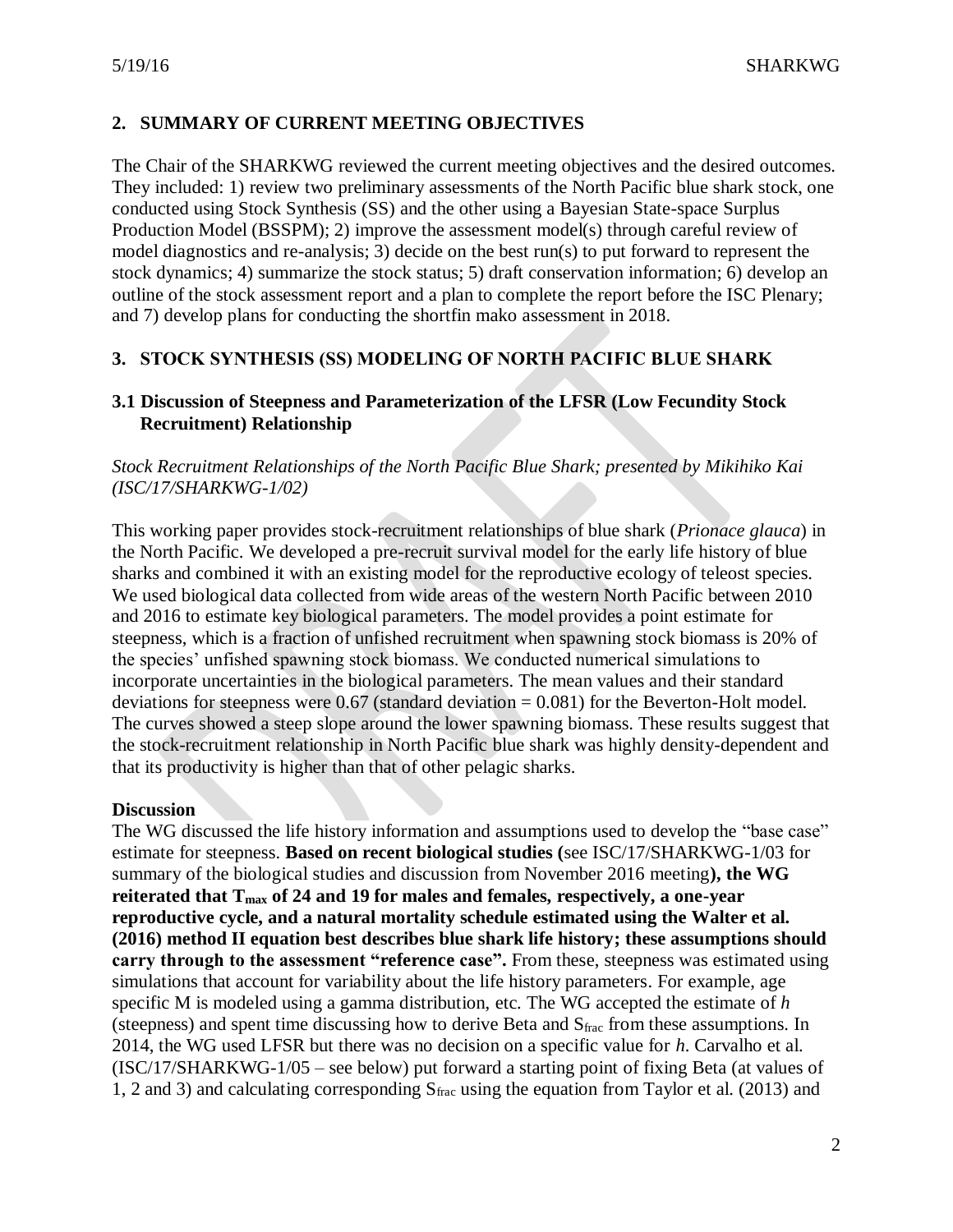## 2. SUMMARY OF CURRENT MEETING OBJECTIVES

The Chair of the SHARKWG reviewed the current meeting objectives and the desired outcomes. They included: 1) review two preliminary assessments of the North Pacific blue shark stock, one conducted using Stock Synthesis (SS) and the other using a Bayesian State-space Surplus Production Model (BSSPM); 2) improve the assessment model(s) through careful review of model diagnostics and re-analysis; 3) decide on the best run(s) to put forward to represent the stock dynamics; 4) summarize the stock status; 5) draft conservation information; 6) develop an outline of the stock assessment report and a plan to complete the report before the ISC Plenary; and 7) develop plans for conducting the shortfin mako assessment in 2018.

## 3. STOCK SYNTHESIS (SS) MODELING OF NORTH PACIFIC BLUE SHARK

### 3.1 Discussion of Steepness and Parameterization of the LFSR (Low Fecundity Stock Recruitment) Relationship

*Stock Recruitment Relationships of the North Pacific Blue Shark; presented by Mikihiko Kai (ISC/17/SHARKWG-1/02)*

This working paper provides stock-recruitment relationships of blue shark (*Prionace glauca*) in the North Pacific. We developed a pre-recruit survival model for the early life history of blue sharks and combined it with an existing model for the reproductive ecology of teleost species. We used biological data collected from wide areas of the western North Pacific between 2010 and 2016 to estimate key biological parameters. The model provides a point estimate for steepness, which is a fraction of unfished recruitment when spawning stock biomass is 20% of the species' unfished spawning stock biomass. We conducted numerical simulations to incorporate uncertainties in the biological parameters. The mean values and their standard deviations for steepness were 0.67 (standard deviation = 0.081) for the Beverton-Holt model. The curves showed a steep slope around the lower spawning biomass. These results suggest that the stock-recruitment relationship in North Pacific blue shark was highly density-dependent and that its productivity is higher than that of other pelagic sharks.

**Discussion**

The WG discussed the life history information and assumptions used to develop the "base case" estimate for steepness. **Based on recent biological studies (**see ISC/17/SHARKWG-1/03 for summary of the biological studies and discussion from November 2016 meeting**), the WG reiterated that $T_{max}$ of 24 and 19 for males and females, respectively, a one-year reproductive cycle, and a natural mortality schedule estimated using the Walter et al. (2016) method II equation best describes blue shark life history; these assumptions should carry through to the assessment "reference case".** From these, steepness was estimated using simulations that account for variability about the life history parameters. For example, age specific M is modeled using a gamma distribution, etc. The WG accepted the estimate of *h* (steepness) and spent time discussing how to derive Beta and $S_{frac}$ from these assumptions. In 2014, the WG used LFSR but there was no decision on a specific value for *h*. Carvalho et al. (ISC/17/SHARKWG-1/05 – see below) put forward a starting point of fixing Beta (at values of 1, 2 and 3) and calculating corresponding $S_{frac}$ using the equation from Taylor et al. (2013) and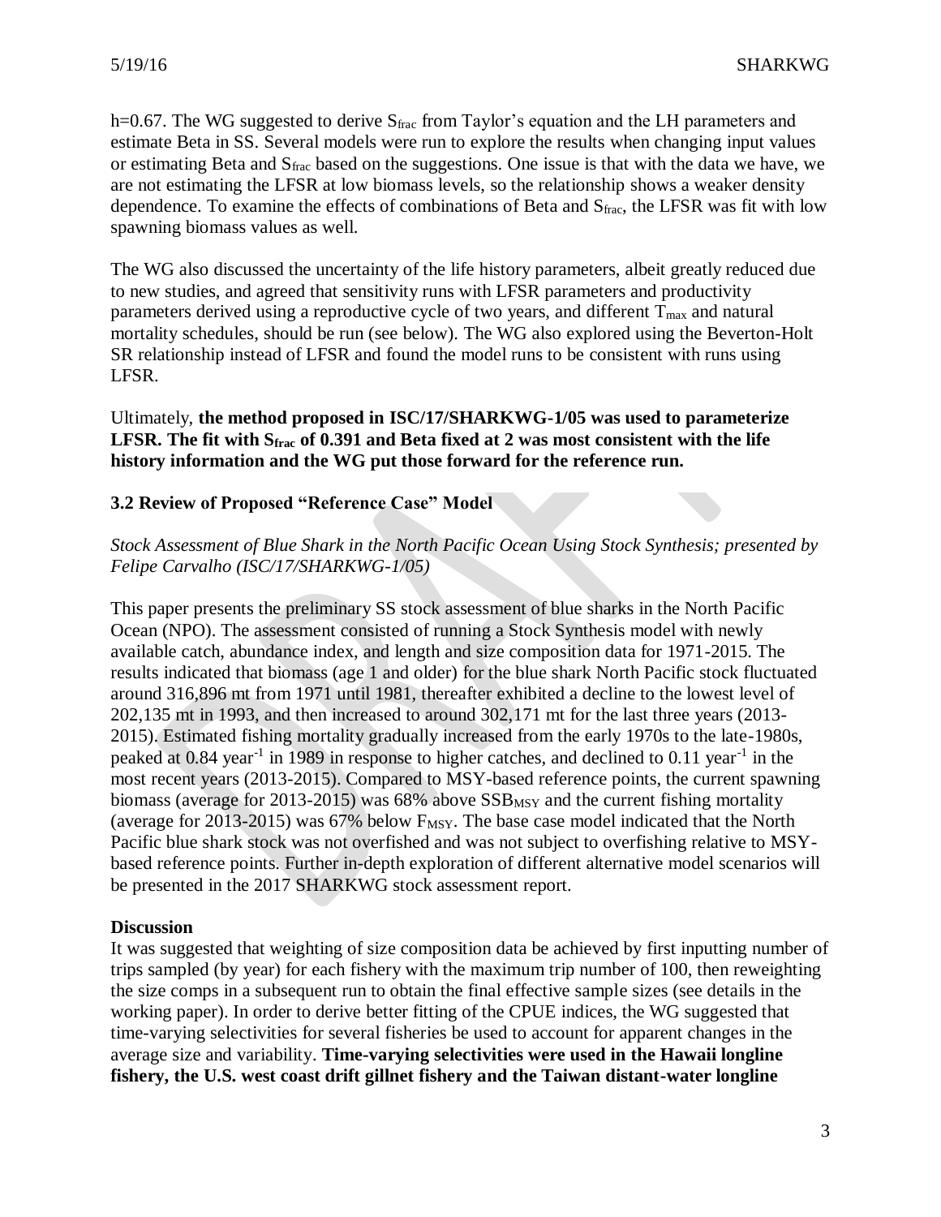h=0.67. The WG suggested to derive $S_{frac}$ from Taylor's equation and the LH parameters and estimate Beta in SS. Several models were run to explore the results when changing input values or estimating Beta and $S_{frac}$ based on the suggestions. One issue is that with the data we have, we are not estimating the LFSR at low biomass levels, so the relationship shows a weaker density dependence. To examine the effects of combinations of Beta and $S_{frac}$, the LFSR was fit with low spawning biomass values as well.

The WG also discussed the uncertainty of the life history parameters, albeit greatly reduced due to new studies, and agreed that sensitivity runs with LFSR parameters and productivity parameters derived using a reproductive cycle of two years, and different $T_{max}$ and natural mortality schedules, should be run (see below). The WG also explored using the Beverton-Holt SR relationship instead of LFSR and found the model runs to be consistent with runs using LFSR.

Ultimately, **the method proposed in ISC/17/SHARKWG-1/05 was used to parameterize LFSR. The fit with $S_{frac}$ of 0.391 and Beta fixed at 2 was most consistent with the life history information and the WG put those forward for the reference run.**

### 3.2 Review of Proposed "Reference Case" Model

*Stock Assessment of Blue Shark in the North Pacific Ocean Using Stock Synthesis; presented by Felipe Carvalho (ISC/17/SHARKWG-1/05)*

This paper presents the preliminary SS stock assessment of blue sharks in the North Pacific Ocean (NPO). The assessment consisted of running a Stock Synthesis model with newly available catch, abundance index, and length and size composition data for 1971-2015. The results indicated that biomass (age 1 and older) for the blue shark North Pacific stock fluctuated around 316,896 mt from 1971 until 1981, thereafter exhibited a decline to the lowest level of 202,135 mt in 1993, and then increased to around 302,171 mt for the last three years (2013-2015). Estimated fishing mortality gradually increased from the early 1970s to the late-1980s, peaked at 0.84 $year^{-1}$ in 1989 in response to higher catches, and declined to 0.11 $year^{-1}$ in the most recent years (2013-2015). Compared to MSY-based reference points, the current spawning biomass (average for 2013-2015) was 68% above $SSB_{MSY}$ and the current fishing mortality (average for 2013-2015) was 67% below $F_{MSY}$. The base case model indicated that the North Pacific blue shark stock was not overfished and was not subject to overfishing relative to MSY-based reference points. Further in-depth exploration of different alternative model scenarios will be presented in the 2017 SHARKWG stock assessment report.

**Discussion**

It was suggested that weighting of size composition data be achieved by first inputting number of trips sampled (by year) for each fishery with the maximum trip number of 100, then reweighting the size comps in a subsequent run to obtain the final effective sample sizes (see details in the working paper). In order to derive better fitting of the CPUE indices, the WG suggested that time-varying selectivities for several fisheries be used to account for apparent changes in the average size and variability. **Time-varying selectivities were used in the Hawaii longline fishery, the U.S. west coast drift gillnet fishery and the Taiwan distant-water longline**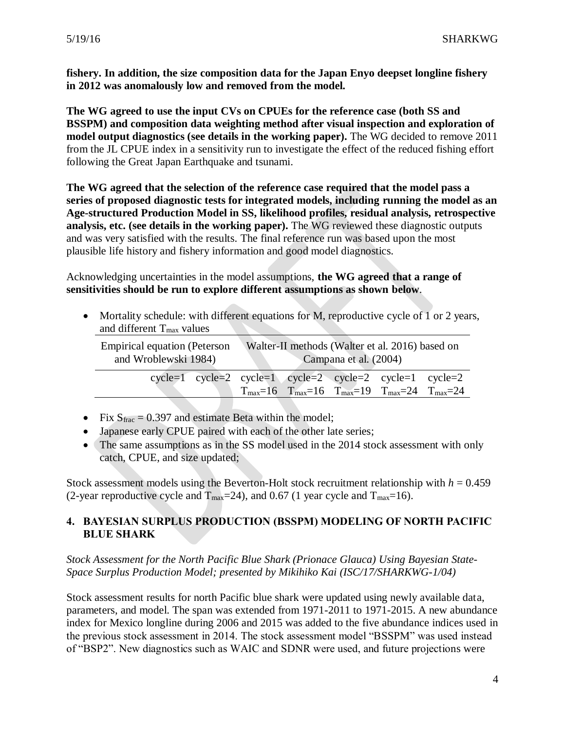**fishery. In addition, the size composition data for the Japan Enyo deepset longline fishery in 2012 was anomalously low and removed from the model.**

**The WG agreed to use the input CVs on CPUEs for the reference case (both SS and BSSPM) and composition data weighting method after visual inspection and exploration of model output diagnostics (see details in the working paper).** The WG decided to remove 2011 from the JL CPUE index in a sensitivity run to investigate the effect of the reduced fishing effort following the Great Japan Earthquake and tsunami.

**The WG agreed that the selection of the reference case required that the model pass a series of proposed diagnostic tests for integrated models, including running the model as an Age-structured Production Model in SS, likelihood profiles, residual analysis, retrospective analysis, etc. (see details in the working paper).** The WG reviewed these diagnostic outputs and was very satisfied with the results. The final reference run was based upon the most plausible life history and fishery information and good model diagnostics.

Acknowledging uncertainties in the model assumptions, **the WG agreed that a range of sensitivities should be run to explore different assumptions as shown below**.

- Mortality schedule: with different equations for M, reproductive cycle of 1 or 2 years, and different $T_{max}$ values

| Empirical equation (Peterson and Wroblewski 1984) | | Walter-II methods (Walter et al. 2016) based on Campana et al. (2004) | | | | |
|---|---|---|---|---|---|---|
| cycle=1 | cycle=2 | cycle=1 $T_{max}$=16 | cycle=2 $T_{max}$=16 | cycle=2 $T_{max}$=19 | cycle=1 $T_{max}$=24 | cycle=2 $T_{max}$=24 |

- Fix $S_{frac}$ = 0.397 and estimate Beta within the model;
- Japanese early CPUE paired with each of the other late series;
- The same assumptions as in the SS model used in the 2014 stock assessment with only catch, CPUE, and size updated;

Stock assessment models using the Beverton-Holt stock recruitment relationship with $h$ = 0.459 (2-year reproductive cycle and $T_{max}$=24), and 0.67 (1 year cycle and $T_{max}$=16).

## 4. BAYESIAN SURPLUS PRODUCTION (BSSPM) MODELING OF NORTH PACIFIC BLUE SHARK

*Stock Assessment for the North Pacific Blue Shark (Prionace Glauca) Using Bayesian State-Space Surplus Production Model; presented by Mikihiko Kai (ISC/17/SHARKWG-1/04)*

Stock assessment results for north Pacific blue shark were updated using newly available data, parameters, and model. The span was extended from 1971-2011 to 1971-2015. A new abundance index for Mexico longline during 2006 and 2015 was added to the five abundance indices used in the previous stock assessment in 2014. The stock assessment model "BSSPM" was used instead of "BSP2". New diagnostics such as WAIC and SDNR were used, and future projections were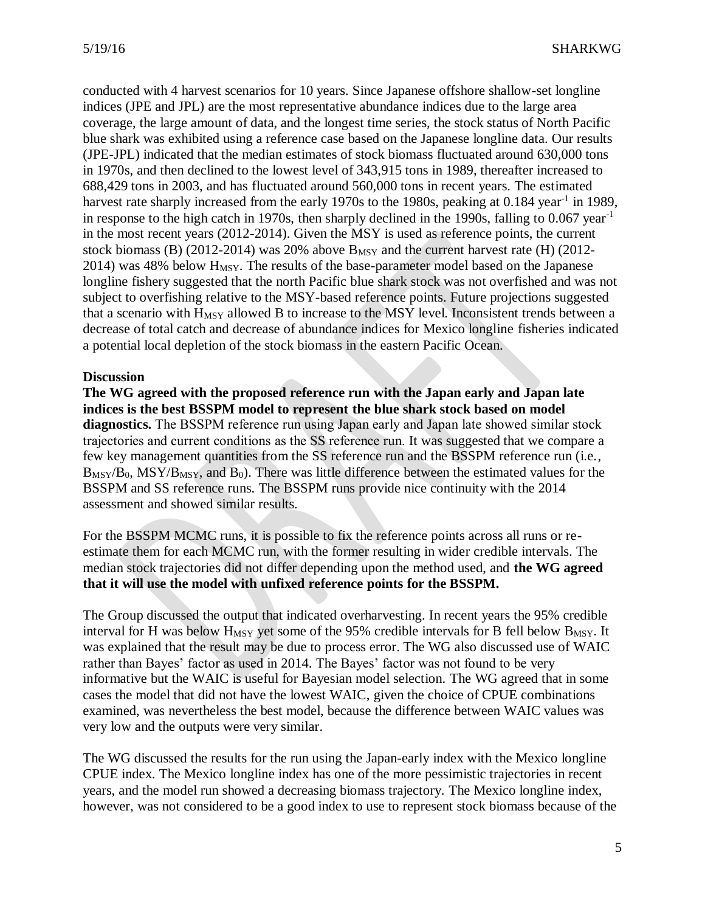conducted with 4 harvest scenarios for 10 years. Since Japanese offshore shallow-set longline indices (JPE and JPL) are the most representative abundance indices due to the large area coverage, the large amount of data, and the longest time series, the stock status of North Pacific blue shark was exhibited using a reference case based on the Japanese longline data. Our results (JPE-JPL) indicated that the median estimates of stock biomass fluctuated around 630,000 tons in 1970s, and then declined to the lowest level of 343,915 tons in 1989, thereafter increased to 688,429 tons in 2003, and has fluctuated around 560,000 tons in recent years. The estimated harvest rate sharply increased from the early 1970s to the 1980s, peaking at 0.184 year$^{-1}$ in 1989, in response to the high catch in 1970s, then sharply declined in the 1990s, falling to 0.067 year$^{-1}$ in the most recent years (2012-2014). Given the MSY is used as reference points, the current stock biomass (B) (2012-2014) was 20% above $B_{MSY}$ and the current harvest rate (H) (2012-2014) was 48% below $H_{MSY}$. The results of the base-parameter model based on the Japanese longline fishery suggested that the north Pacific blue shark stock was not overfished and was not subject to overfishing relative to the MSY-based reference points. Future projections suggested that a scenario with $H_{MSY}$ allowed B to increase to the MSY level. Inconsistent trends between a decrease of total catch and decrease of abundance indices for Mexico longline fisheries indicated a potential local depletion of the stock biomass in the eastern Pacific Ocean.

**Discussion**

**The WG agreed with the proposed reference run with the Japan early and Japan late indices is the best BSSPM model to represent the blue shark stock based on model diagnostics.** The BSSPM reference run using Japan early and Japan late showed similar stock trajectories and current conditions as the SS reference run. It was suggested that we compare a few key management quantities from the SS reference run and the BSSPM reference run (i.e., $B_{MSY}/B_0$, $MSY/B_{MSY}$, and $B_0$). There was little difference between the estimated values for the BSSPM and SS reference runs. The BSSPM runs provide nice continuity with the 2014 assessment and showed similar results.

For the BSSPM MCMC runs, it is possible to fix the reference points across all runs or re-estimate them for each MCMC run, with the former resulting in wider credible intervals. The median stock trajectories did not differ depending upon the method used, and **the WG agreed that it will use the model with unfixed reference points for the BSSPM.**

The Group discussed the output that indicated overharvesting. In recent years the 95% credible interval for H was below $H_{MSY}$ yet some of the 95% credible intervals for B fell below $B_{MSY}$. It was explained that the result may be due to process error. The WG also discussed use of WAIC rather than Bayes' factor as used in 2014. The Bayes' factor was not found to be very informative but the WAIC is useful for Bayesian model selection. The WG agreed that in some cases the model that did not have the lowest WAIC, given the choice of CPUE combinations examined, was nevertheless the best model, because the difference between WAIC values was very low and the outputs were very similar.

The WG discussed the results for the run using the Japan-early index with the Mexico longline CPUE index. The Mexico longline index has one of the more pessimistic trajectories in recent years, and the model run showed a decreasing biomass trajectory. The Mexico longline index, however, was not considered to be a good index to use to represent stock biomass because of the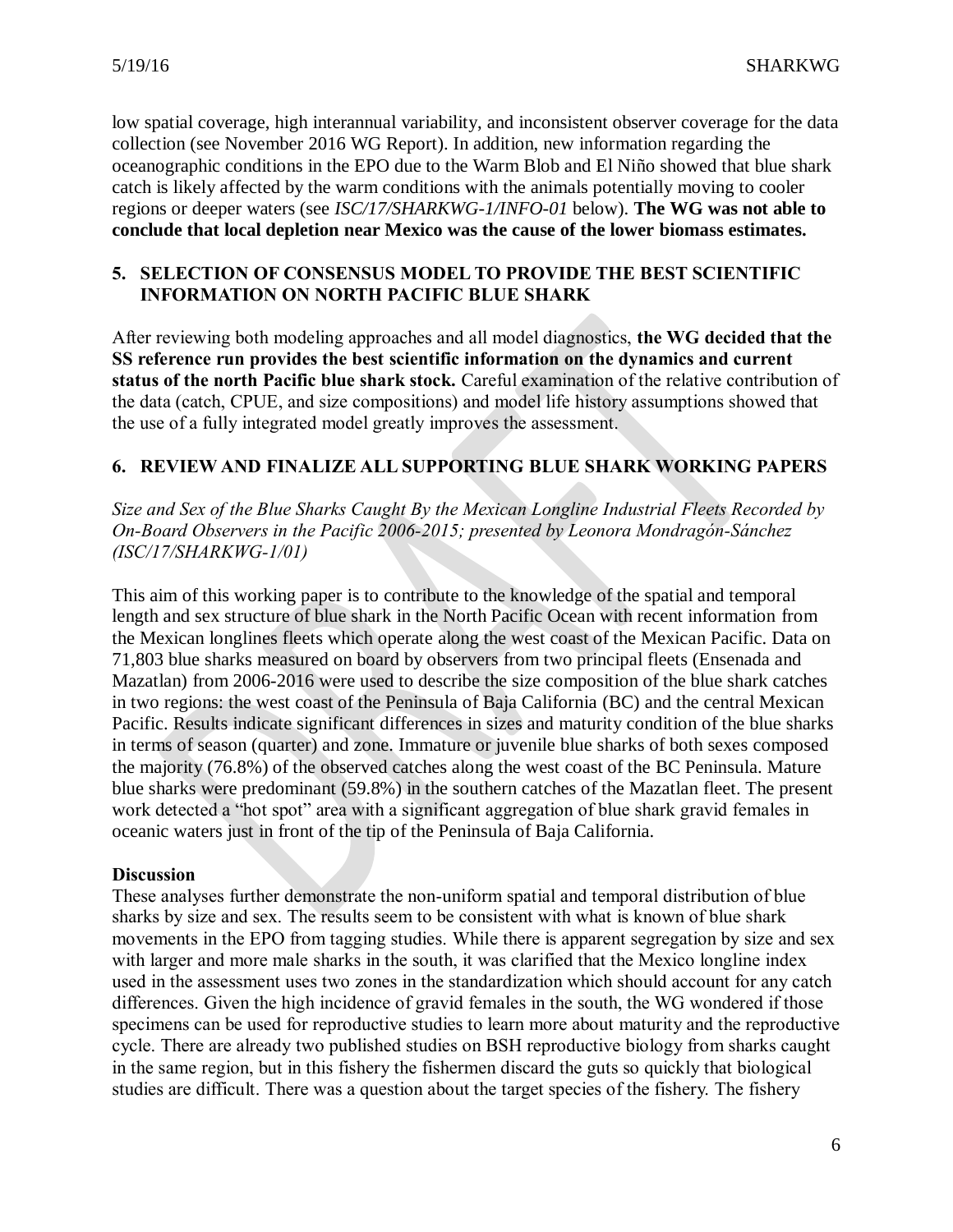low spatial coverage, high interannual variability, and inconsistent observer coverage for the data collection (see November 2016 WG Report). In addition, new information regarding the oceanographic conditions in the EPO due to the Warm Blob and El Niño showed that blue shark catch is likely affected by the warm conditions with the animals potentially moving to cooler regions or deeper waters (see *ISC/17/SHARKWG-1/INFO-01* below). **The WG was not able to conclude that local depletion near Mexico was the cause of the lower biomass estimates.**

## 5. SELECTION OF CONSENSUS MODEL TO PROVIDE THE BEST SCIENTIFIC INFORMATION ON NORTH PACIFIC BLUE SHARK

After reviewing both modeling approaches and all model diagnostics, **the WG decided that the SS reference run provides the best scientific information on the dynamics and current status of the north Pacific blue shark stock.** Careful examination of the relative contribution of the data (catch, CPUE, and size compositions) and model life history assumptions showed that the use of a fully integrated model greatly improves the assessment.

## 6. REVIEW AND FINALIZE ALL SUPPORTING BLUE SHARK WORKING PAPERS

*Size and Sex of the Blue Sharks Caught By the Mexican Longline Industrial Fleets Recorded by On-Board Observers in the Pacific 2006-2015; presented by Leonora Mondragón-Sánchez (ISC/17/SHARKWG-1/01)*

This aim of this working paper is to contribute to the knowledge of the spatial and temporal length and sex structure of blue shark in the North Pacific Ocean with recent information from the Mexican longlines fleets which operate along the west coast of the Mexican Pacific. Data on 71,803 blue sharks measured on board by observers from two principal fleets (Ensenada and Mazatlan) from 2006-2016 were used to describe the size composition of the blue shark catches in two regions: the west coast of the Peninsula of Baja California (BC) and the central Mexican Pacific. Results indicate significant differences in sizes and maturity condition of the blue sharks in terms of season (quarter) and zone. Immature or juvenile blue sharks of both sexes composed the majority (76.8%) of the observed catches along the west coast of the BC Peninsula. Mature blue sharks were predominant (59.8%) in the southern catches of the Mazatlan fleet. The present work detected a "hot spot" area with a significant aggregation of blue shark gravid females in oceanic waters just in front of the tip of the Peninsula of Baja California.

**Discussion**

These analyses further demonstrate the non-uniform spatial and temporal distribution of blue sharks by size and sex. The results seem to be consistent with what is known of blue shark movements in the EPO from tagging studies. While there is apparent segregation by size and sex with larger and more male sharks in the south, it was clarified that the Mexico longline index used in the assessment uses two zones in the standardization which should account for any catch differences. Given the high incidence of gravid females in the south, the WG wondered if those specimens can be used for reproductive studies to learn more about maturity and the reproductive cycle. There are already two published studies on BSH reproductive biology from sharks caught in the same region, but in this fishery the fishermen discard the guts so quickly that biological studies are difficult. There was a question about the target species of the fishery. The fishery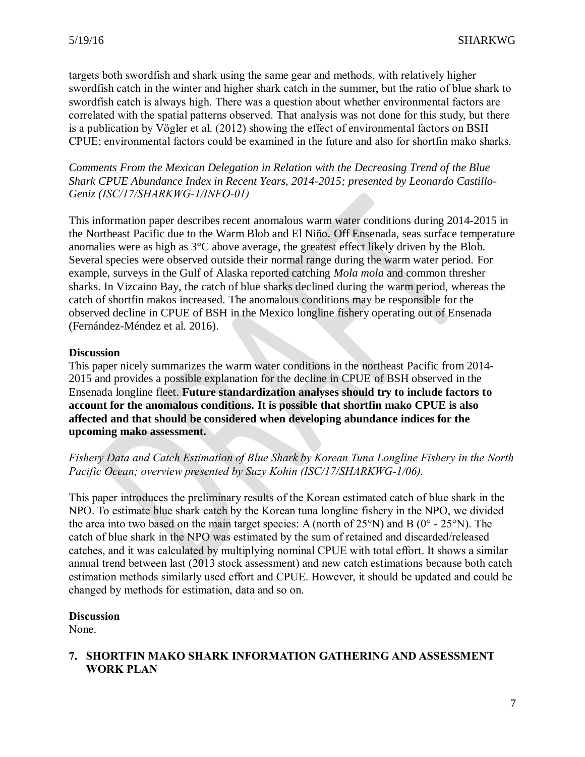targets both swordfish and shark using the same gear and methods, with relatively higher swordfish catch in the winter and higher shark catch in the summer, but the ratio of blue shark to swordfish catch is always high. There was a question about whether environmental factors are correlated with the spatial patterns observed. That analysis was not done for this study, but there is a publication by Vögler et al. (2012) showing the effect of environmental factors on BSH CPUE; environmental factors could be examined in the future and also for shortfin mako sharks.

*Comments From the Mexican Delegation in Relation with the Decreasing Trend of the Blue Shark CPUE Abundance Index in Recent Years, 2014-2015; presented by Leonardo Castillo-Geniz (ISC/17/SHARKWG-1/INFO-01)*

This information paper describes recent anomalous warm water conditions during 2014-2015 in the Northeast Pacific due to the Warm Blob and El Niño. Off Ensenada, seas surface temperature anomalies were as high as 3°C above average, the greatest effect likely driven by the Blob. Several species were observed outside their normal range during the warm water period. For example, surveys in the Gulf of Alaska reported catching *Mola mola* and common thresher sharks. In Vizcaino Bay, the catch of blue sharks declined during the warm period, whereas the catch of shortfin makos increased. The anomalous conditions may be responsible for the observed decline in CPUE of BSH in the Mexico longline fishery operating out of Ensenada (Fernández-Méndez et al. 2016).

**Discussion**

This paper nicely summarizes the warm water conditions in the northeast Pacific from 2014-2015 and provides a possible explanation for the decline in CPUE of BSH observed in the Ensenada longline fleet. **Future standardization analyses should try to include factors to account for the anomalous conditions. It is possible that shortfin mako CPUE is also affected and that should be considered when developing abundance indices for the upcoming mako assessment.**

*Fishery Data and Catch Estimation of Blue Shark by Korean Tuna Longline Fishery in the North Pacific Ocean; overview presented by Suzy Kohin (ISC/17/SHARKWG-1/06).*

This paper introduces the preliminary results of the Korean estimated catch of blue shark in the NPO. To estimate blue shark catch by the Korean tuna longline fishery in the NPO, we divided the area into two based on the main target species: A (north of 25°N) and B (0° - 25°N). The catch of blue shark in the NPO was estimated by the sum of retained and discarded/released catches, and it was calculated by multiplying nominal CPUE with total effort. It shows a similar annual trend between last (2013 stock assessment) and new catch estimations because both catch estimation methods similarly used effort and CPUE. However, it should be updated and could be changed by methods for estimation, data and so on.

**Discussion**

None.

## 7. SHORTFIN MAKO SHARK INFORMATION GATHERING AND ASSESSMENT WORK PLAN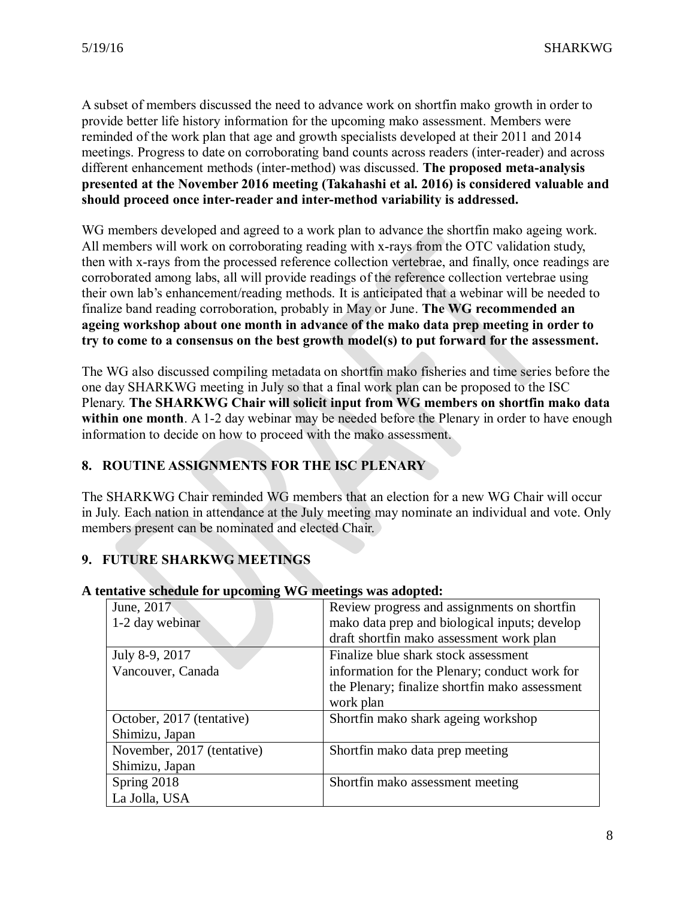A subset of members discussed the need to advance work on shortfin mako growth in order to provide better life history information for the upcoming mako assessment. Members were reminded of the work plan that age and growth specialists developed at their 2011 and 2014 meetings. Progress to date on corroborating band counts across readers (inter-reader) and across different enhancement methods (inter-method) was discussed. **The proposed meta-analysis presented at the November 2016 meeting (Takahashi et al. 2016) is considered valuable and should proceed once inter-reader and inter-method variability is addressed.**

WG members developed and agreed to a work plan to advance the shortfin mako ageing work. All members will work on corroborating reading with x-rays from the OTC validation study, then with x-rays from the processed reference collection vertebrae, and finally, once readings are corroborated among labs, all will provide readings of the reference collection vertebrae using their own lab's enhancement/reading methods. It is anticipated that a webinar will be needed to finalize band reading corroboration, probably in May or June. **The WG recommended an ageing workshop about one month in advance of the mako data prep meeting in order to try to come to a consensus on the best growth model(s) to put forward for the assessment.**

The WG also discussed compiling metadata on shortfin mako fisheries and time series before the one day SHARKWG meeting in July so that a final work plan can be proposed to the ISC Plenary. **The SHARKWG Chair will solicit input from WG members on shortfin mako data within one month**. A 1-2 day webinar may be needed before the Plenary in order to have enough information to decide on how to proceed with the mako assessment.

## 8. ROUTINE ASSIGNMENTS FOR THE ISC PLENARY

The SHARKWG Chair reminded WG members that an election for a new WG Chair will occur in July. Each nation in attendance at the July meeting may nominate an individual and vote. Only members present can be nominated and elected Chair.

## 9. FUTURE SHARKWG MEETINGS

**A tentative schedule for upcoming WG meetings was adopted:**

| | |
|---|---|
| June, 2017<br>1-2 day webinar | Review progress and assignments on shortfin mako data prep and biological inputs; develop draft shortfin mako assessment work plan |
| July 8-9, 2017<br>Vancouver, Canada | Finalize blue shark stock assessment information for the Plenary; conduct work for the Plenary; finalize shortfin mako assessment work plan |
| October, 2017 (tentative)<br>Shimizu, Japan | Shortfin mako shark ageing workshop |
| November, 2017 (tentative)<br>Shimizu, Japan | Shortfin mako data prep meeting |
| Spring 2018<br>La Jolla, USA | Shortfin mako assessment meeting |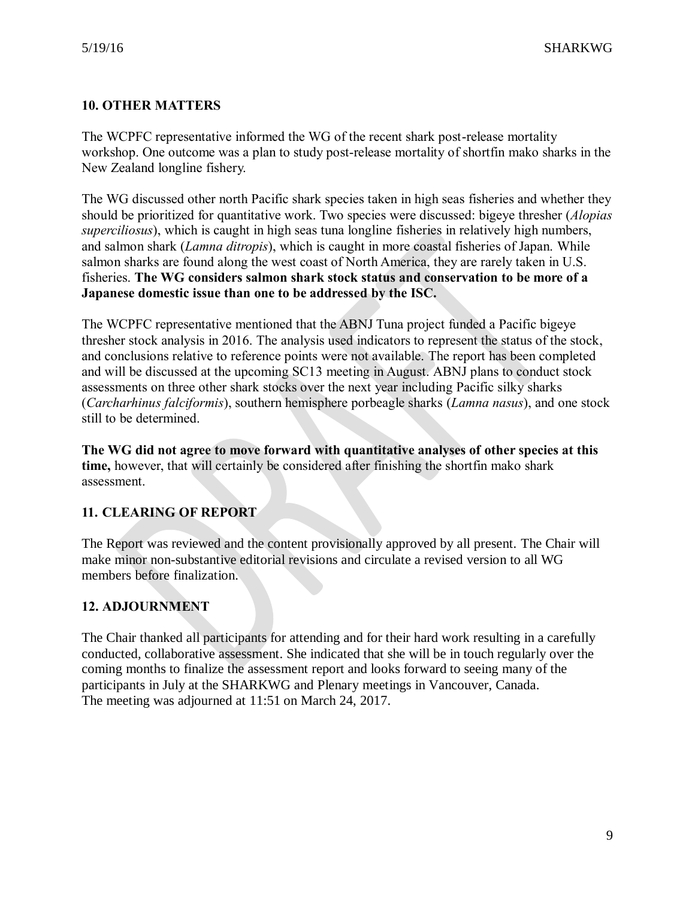## 10. OTHER MATTERS

The WCPFC representative informed the WG of the recent shark post-release mortality workshop. One outcome was a plan to study post-release mortality of shortfin mako sharks in the New Zealand longline fishery.

The WG discussed other north Pacific shark species taken in high seas fisheries and whether they should be prioritized for quantitative work. Two species were discussed: bigeye thresher (*Alopias superciliosus*), which is caught in high seas tuna longline fisheries in relatively high numbers, and salmon shark (*Lamna ditropis*), which is caught in more coastal fisheries of Japan. While salmon sharks are found along the west coast of North America, they are rarely taken in U.S. fisheries. **The WG considers salmon shark stock status and conservation to be more of a Japanese domestic issue than one to be addressed by the ISC.**

The WCPFC representative mentioned that the ABNJ Tuna project funded a Pacific bigeye thresher stock analysis in 2016. The analysis used indicators to represent the status of the stock, and conclusions relative to reference points were not available. The report has been completed and will be discussed at the upcoming SC13 meeting in August. ABNJ plans to conduct stock assessments on three other shark stocks over the next year including Pacific silky sharks (*Carcharhinus falciformis*), southern hemisphere porbeagle sharks (*Lamna nasus*), and one stock still to be determined.

**The WG did not agree to move forward with quantitative analyses of other species at this time,** however, that will certainly be considered after finishing the shortfin mako shark assessment.

## 11. CLEARING OF REPORT

The Report was reviewed and the content provisionally approved by all present. The Chair will make minor non-substantive editorial revisions and circulate a revised version to all WG members before finalization.

## 12. ADJOURNMENT

The Chair thanked all participants for attending and for their hard work resulting in a carefully conducted, collaborative assessment. She indicated that she will be in touch regularly over the coming months to finalize the assessment report and looks forward to seeing many of the participants in July at the SHARKWG and Plenary meetings in Vancouver, Canada.
The meeting was adjourned at 11:51 on March 24, 2017.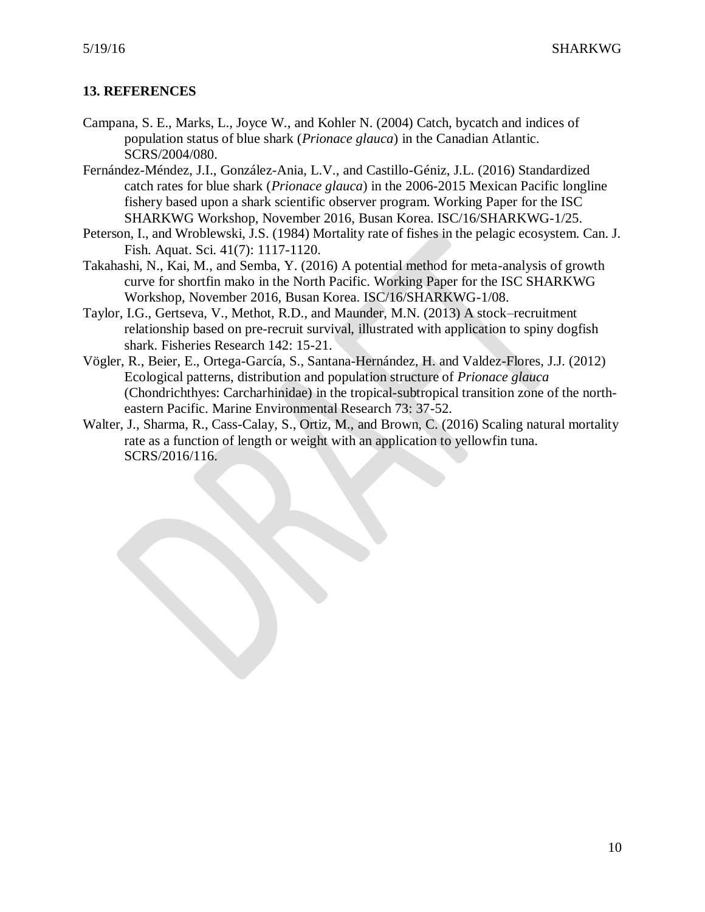## 13. REFERENCES

Campana, S. E., Marks, L., Joyce W., and Kohler N. (2004) Catch, bycatch and indices of population status of blue shark (*Prionace glauca*) in the Canadian Atlantic. SCRS/2004/080.

Fernández-Méndez, J.I., González-Ania, L.V., and Castillo-Géniz, J.L. (2016) Standardized catch rates for blue shark (*Prionace glauca*) in the 2006-2015 Mexican Pacific longline fishery based upon a shark scientific observer program. Working Paper for the ISC SHARKWG Workshop, November 2016, Busan Korea. ISC/16/SHARKWG-1/25.

Peterson, I., and Wroblewski, J.S. (1984) Mortality rate of fishes in the pelagic ecosystem. Can. J. Fish. Aquat. Sci. 41(7): 1117-1120.

Takahashi, N., Kai, M., and Semba, Y. (2016) A potential method for meta-analysis of growth curve for shortfin mako in the North Pacific. Working Paper for the ISC SHARKWG Workshop, November 2016, Busan Korea. ISC/16/SHARKWG-1/08.

Taylor, I.G., Gertseva, V., Methot, R.D., and Maunder, M.N. (2013) A stock–recruitment relationship based on pre-recruit survival, illustrated with application to spiny dogfish shark. Fisheries Research 142: 15-21.

Vögler, R., Beier, E., Ortega-García, S., Santana-Hernández, H. and Valdez-Flores, J.J. (2012) Ecological patterns, distribution and population structure of *Prionace glauca* (Chondrichthyes: Carcharhinidae) in the tropical-subtropical transition zone of the north-eastern Pacific. Marine Environmental Research 73: 37-52.

Walter, J., Sharma, R., Cass-Calay, S., Ortiz, M., and Brown, C. (2016) Scaling natural mortality rate as a function of length or weight with an application to yellowfin tuna. SCRS/2016/116.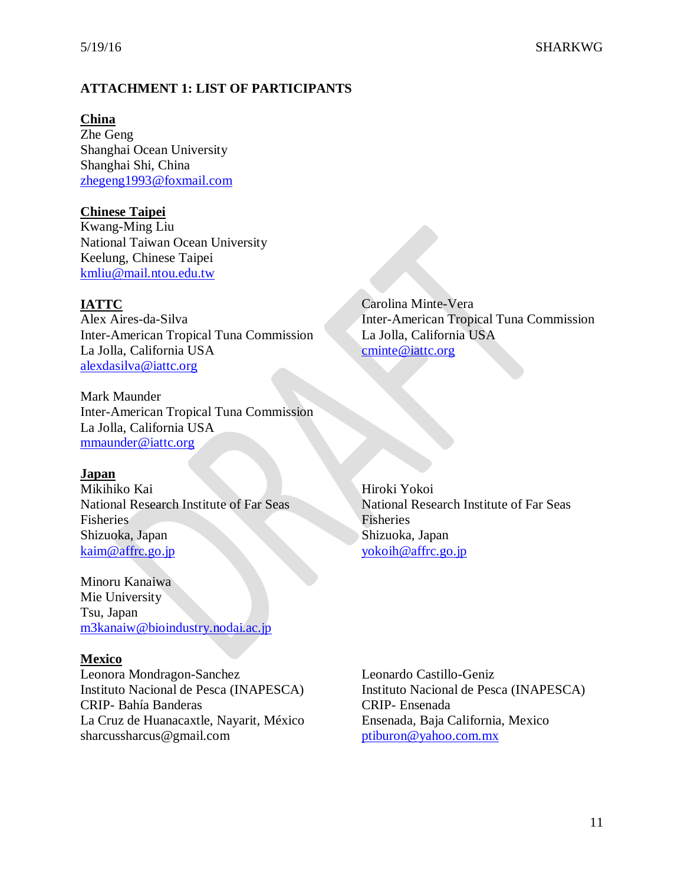## ATTACHMENT 1: LIST OF PARTICIPANTS

**China**

Zhe Geng
Shanghai Ocean University
Shanghai Shi, China
zhegeng1993@foxmail.com

**Chinese Taipei**

Kwang-Ming Liu
National Taiwan Ocean University
Keelung, Chinese Taipei
kmliu@mail.ntou.edu.tw

**IATTC**

Alex Aires-da-Silva
Inter-American Tropical Tuna Commission
La Jolla, California USA
alexdasilva@iattc.org

Carolina Minte-Vera
Inter-American Tropical Tuna Commission
La Jolla, California USA
cminte@iattc.org

Mark Maunder
Inter-American Tropical Tuna Commission
La Jolla, California USA
mmaunder@iattc.org

**Japan**

Mikihiko Kai
National Research Institute of Far Seas Fisheries
Shizuoka, Japan
kaim@affrc.go.jp

Hiroki Yokoi
National Research Institute of Far Seas Fisheries
Shizuoka, Japan
yokoih@affrc.go.jp

Minoru Kanaiwa
Mie University
Tsu, Japan
m3kanaiw@bioindustry.nodai.ac.jp

**Mexico**

Leonora Mondragon-Sanchez
Instituto Nacional de Pesca (INAPESCA)
CRIP- Bahía Banderas
La Cruz de Huanacaxtle, Nayarit, México
sharcussharcus@gmail.com

Leonardo Castillo-Geniz
Instituto Nacional de Pesca (INAPESCA)
CRIP- Ensenada
Ensenada, Baja California, Mexico
ptiburon@yahoo.com.mx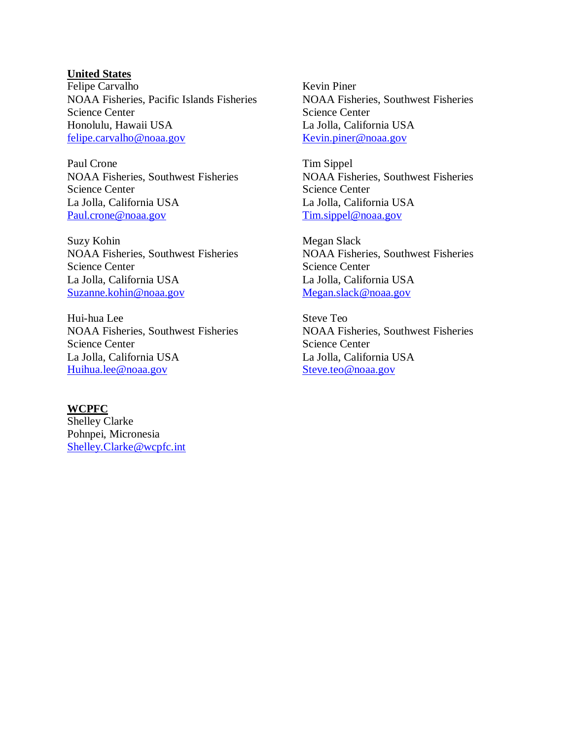**United States**

Felipe Carvalho
NOAA Fisheries, Pacific Islands Fisheries Science Center
Honolulu, Hawaii USA
felipe.carvalho@noaa.gov

Paul Crone
NOAA Fisheries, Southwest Fisheries Science Center
La Jolla, California USA
Paul.crone@noaa.gov

Suzy Kohin
NOAA Fisheries, Southwest Fisheries Science Center
La Jolla, California USA
Suzanne.kohin@noaa.gov

Hui-hua Lee
NOAA Fisheries, Southwest Fisheries Science Center
La Jolla, California USA
Huihua.lee@noaa.gov

Kevin Piner
NOAA Fisheries, Southwest Fisheries Science Center
La Jolla, California USA
Kevin.piner@noaa.gov

Tim Sippel
NOAA Fisheries, Southwest Fisheries Science Center
La Jolla, California USA
Tim.sippel@noaa.gov

Megan Slack
NOAA Fisheries, Southwest Fisheries Science Center
La Jolla, California USA
Megan.slack@noaa.gov

Steve Teo
NOAA Fisheries, Southwest Fisheries Science Center
La Jolla, California USA
Steve.teo@noaa.gov

**WCPFC**

Shelley Clarke
Pohnpei, Micronesia
Shelley.Clarke@wcpfc.int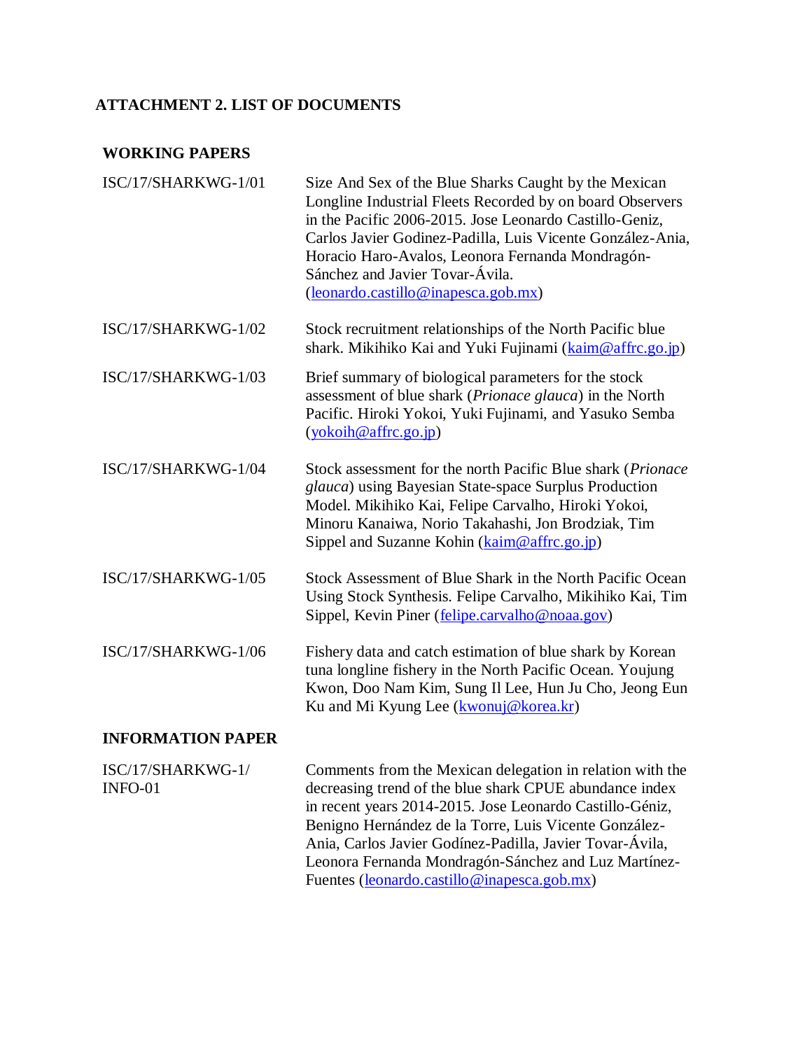# ATTACHMENT 2. LIST OF DOCUMENTS

## WORKING PAPERS

| | |
|---|---|
| ISC/17/SHARKWG-1/01 | Size And Sex of the Blue Sharks Caught by the Mexican Longline Industrial Fleets Recorded by on board Observers in the Pacific 2006-2015. Jose Leonardo Castillo-Geniz, Carlos Javier Godinez-Padilla, Luis Vicente González-Ania, Horacio Haro-Avalos, Leonora Fernanda Mondragón-Sánchez and Javier Tovar-Ávila. (leonardo.castillo@inapesca.gob.mx) |
| ISC/17/SHARKWG-1/02 | Stock recruitment relationships of the North Pacific blue shark. Mikihiko Kai and Yuki Fujinami (kaim@affrc.go.jp) |
| ISC/17/SHARKWG-1/03 | Brief summary of biological parameters for the stock assessment of blue shark (*Prionace glauca*) in the North Pacific. Hiroki Yokoi, Yuki Fujinami, and Yasuko Semba (yokoih@affrc.go.jp) |
| ISC/17/SHARKWG-1/04 | Stock assessment for the north Pacific Blue shark (*Prionace glauca*) using Bayesian State-space Surplus Production Model. Mikihiko Kai, Felipe Carvalho, Hiroki Yokoi, Minoru Kanaiwa, Norio Takahashi, Jon Brodziak, Tim Sippel and Suzanne Kohin (kaim@affrc.go.jp) |
| ISC/17/SHARKWG-1/05 | Stock Assessment of Blue Shark in the North Pacific Ocean Using Stock Synthesis. Felipe Carvalho, Mikihiko Kai, Tim Sippel, Kevin Piner (felipe.carvalho@noaa.gov) |
| ISC/17/SHARKWG-1/06 | Fishery data and catch estimation of blue shark by Korean tuna longline fishery in the North Pacific Ocean. Youjung Kwon, Doo Nam Kim, Sung Il Lee, Hun Ju Cho, Jeong Eun Ku and Mi Kyung Lee (kwonuj@korea.kr) |

## INFORMATION PAPER

| | |
|---|---|
| ISC/17/SHARKWG-1/ INFO-01 | Comments from the Mexican delegation in relation with the decreasing trend of the blue shark CPUE abundance index in recent years 2014-2015. Jose Leonardo Castillo-Géniz, Benigno Hernández de la Torre, Luis Vicente González-Ania, Carlos Javier Godínez-Padilla, Javier Tovar-Ávila, Leonora Fernanda Mondragón-Sánchez and Luz Martínez-Fuentes (leonardo.castillo@inapesca.gob.mx) |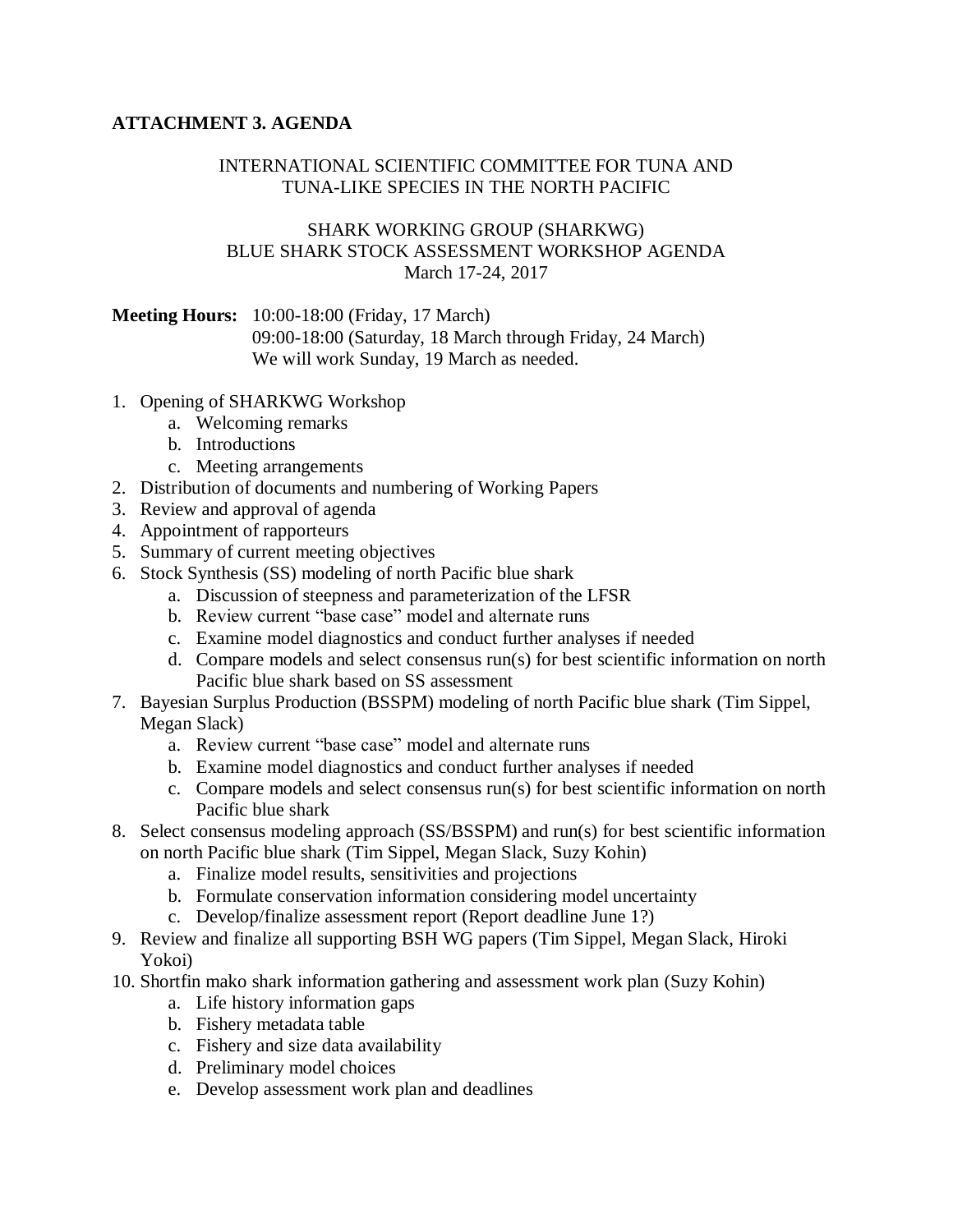**ATTACHMENT 3. AGENDA**

INTERNATIONAL SCIENTIFIC COMMITTEE FOR TUNA AND TUNA-LIKE SPECIES IN THE NORTH PACIFIC

SHARK WORKING GROUP (SHARKWG)
BLUE SHARK STOCK ASSESSMENT WORKSHOP AGENDA
March 17-24, 2017

**Meeting Hours:** 10:00-18:00 (Friday, 17 March)
09:00-18:00 (Saturday, 18 March through Friday, 24 March)
We will work Sunday, 19 March as needed.

1. Opening of SHARKWG Workshop
    a. Welcoming remarks
    b. Introductions
    c. Meeting arrangements
2. Distribution of documents and numbering of Working Papers
3. Review and approval of agenda
4. Appointment of rapporteurs
5. Summary of current meeting objectives
6. Stock Synthesis (SS) modeling of north Pacific blue shark
    a. Discussion of steepness and parameterization of the LFSR
    b. Review current "base case" model and alternate runs
    c. Examine model diagnostics and conduct further analyses if needed
    d. Compare models and select consensus run(s) for best scientific information on north Pacific blue shark based on SS assessment
7. Bayesian Surplus Production (BSSPM) modeling of north Pacific blue shark (Tim Sippel, Megan Slack)
    a. Review current "base case" model and alternate runs
    b. Examine model diagnostics and conduct further analyses if needed
    c. Compare models and select consensus run(s) for best scientific information on north Pacific blue shark
8. Select consensus modeling approach (SS/BSSPM) and run(s) for best scientific information on north Pacific blue shark (Tim Sippel, Megan Slack, Suzy Kohin)
    a. Finalize model results, sensitivities and projections
    b. Formulate conservation information considering model uncertainty
    c. Develop/finalize assessment report (Report deadline June 1?)
9. Review and finalize all supporting BSH WG papers (Tim Sippel, Megan Slack, Hiroki Yokoi)
10. Shortfin mako shark information gathering and assessment work plan (Suzy Kohin)
    a. Life history information gaps
    b. Fishery metadata table
    c. Fishery and size data availability
    d. Preliminary model choices
    e. Develop assessment work plan and deadlines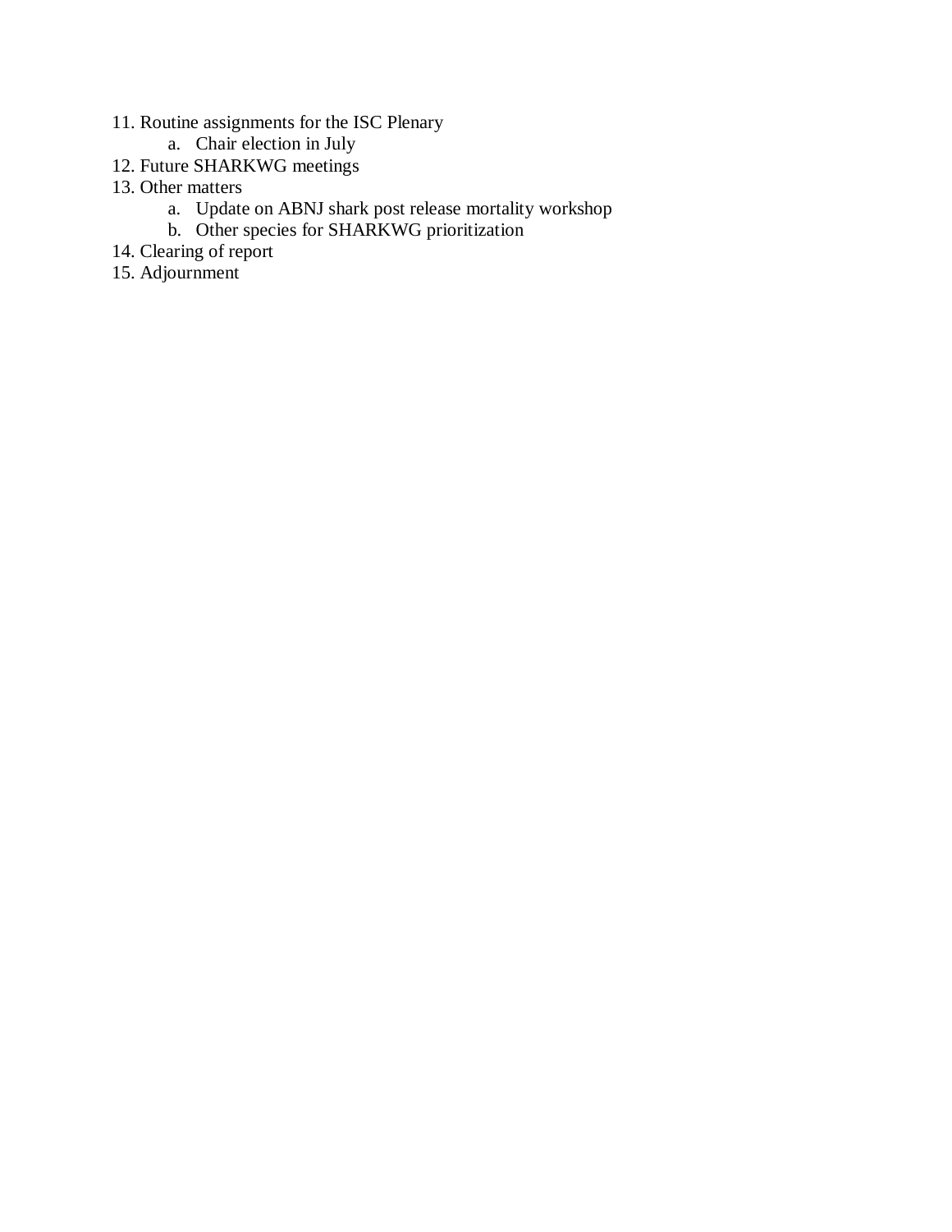11. Routine assignments for the ISC Plenary
    a. Chair election in July
12. Future SHARKWG meetings
13. Other matters
    a. Update on ABNJ shark post release mortality workshop
    b. Other species for SHARKWG prioritization
14. Clearing of report
15. Adjournment